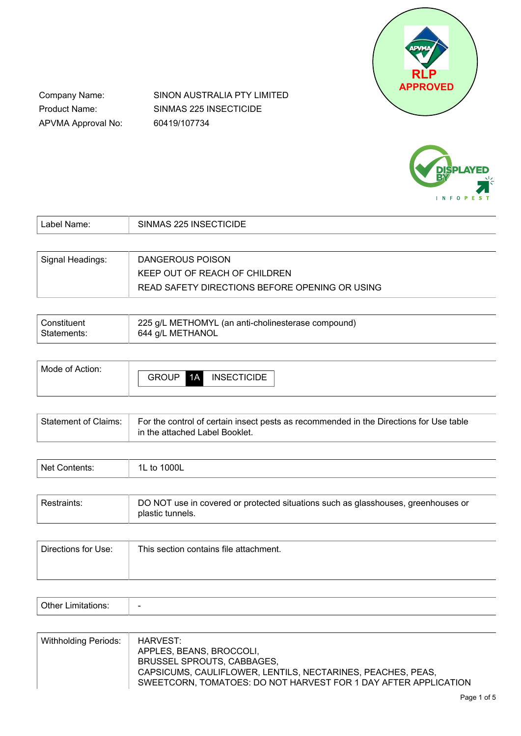Company Name: SINON AUSTRALIA PTY LIMITED
Product Name: SINMAS 225 INSECTICIDE
APVMA Approval No: 60419/107734

| Label Name: | SINMAS 225 INSECTICIDE |
|---|---|

| Signal Headings: | DANGEROUS POISON<br>KEEP OUT OF REACH OF CHILDREN<br>READ SAFETY DIRECTIONS BEFORE OPENING OR USING |
|---|---|

| Constituent Statements: | 225 g/L METHOMYL (an anti-cholinesterase compound)<br>644 g/L METHANOL |
|---|---|

| Mode of Action: | GROUP 1A INSECTICIDE |
|---|---|

| Statement of Claims: | For the control of certain insect pests as recommended in the Directions for Use table in the attached Label Booklet. |
|---|---|

| Net Contents: | 1L to 1000L |
|---|---|

| Restraints: | DO NOT use in covered or protected situations such as glasshouses, greenhouses or plastic tunnels. |
|---|---|

| Directions for Use: | This section contains file attachment. |
|---|---|

| Other Limitations: | - |
|---|---|

| Withholding Periods: | HARVEST:<br>APPLES, BEANS, BROCCOLI,<br>BRUSSEL SPROUTS, CABBAGES,<br>CAPSICUMS, CAULIFLOWER, LENTILS, NECTARINES, PEACHES, PEAS,<br>SWEETCORN, TOMATOES: DO NOT HARVEST FOR 1 DAY AFTER APPLICATION |
|---|---|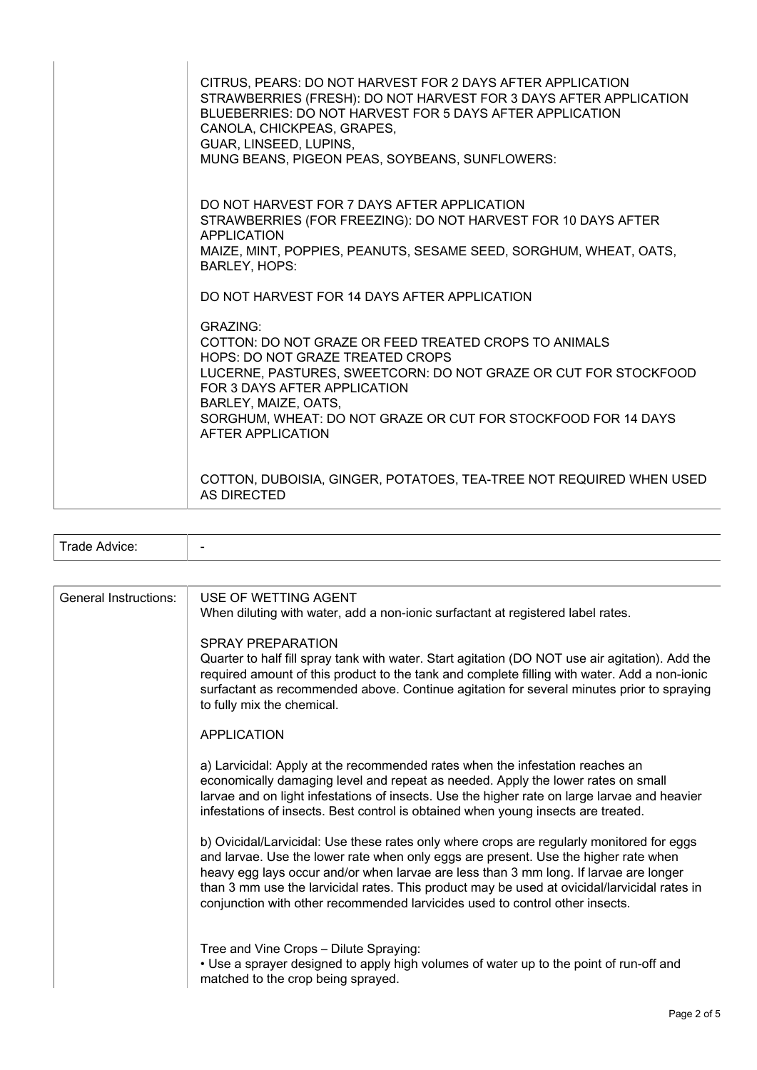| | |
|---|---|
| | CITRUS, PEARS: DO NOT HARVEST FOR 2 DAYS AFTER APPLICATION<br>STRAWBERRIES (FRESH): DO NOT HARVEST FOR 3 DAYS AFTER APPLICATION<br>BLUEBERRIES: DO NOT HARVEST FOR 5 DAYS AFTER APPLICATION<br>CANOLA, CHICKPEAS, GRAPES,<br>GUAR, LINSEED, LUPINS,<br>MUNG BEANS, PIGEON PEAS, SOYBEANS, SUNFLOWERS:<br><br>DO NOT HARVEST FOR 7 DAYS AFTER APPLICATION<br>STRAWBERRIES (FOR FREEZING): DO NOT HARVEST FOR 10 DAYS AFTER APPLICATION<br>MAIZE, MINT, POPPIES, PEANUTS, SESAME SEED, SORGHUM, WHEAT, OATS, BARLEY, HOPS:<br><br>DO NOT HARVEST FOR 14 DAYS AFTER APPLICATION<br><br>GRAZING:<br>COTTON: DO NOT GRAZE OR FEED TREATED CROPS TO ANIMALS<br>HOPS: DO NOT GRAZE TREATED CROPS<br>LUCERNE, PASTURES, SWEETCORN: DO NOT GRAZE OR CUT FOR STOCKFOOD FOR 3 DAYS AFTER APPLICATION<br>BARLEY, MAIZE, OATS,<br>SORGHUM, WHEAT: DO NOT GRAZE OR CUT FOR STOCKFOOD FOR 14 DAYS AFTER APPLICATION<br><br>COTTON, DUBOISIA, GINGER, POTATOES, TEA-TREE NOT REQUIRED WHEN USED AS DIRECTED |

| | |
|---|---|
| Trade Advice: | - |

| | |
|---|---|
| General Instructions: | USE OF WETTING AGENT<br>When diluting with water, add a non-ionic surfactant at registered label rates.<br><br>SPRAY PREPARATION<br>Quarter to half fill spray tank with water. Start agitation (DO NOT use air agitation). Add the required amount of this product to the tank and complete filling with water. Add a non-ionic surfactant as recommended above. Continue agitation for several minutes prior to spraying to fully mix the chemical.<br><br>APPLICATION<br><br>a) Larvicidal: Apply at the recommended rates when the infestation reaches an economically damaging level and repeat as needed. Apply the lower rates on small larvae and on light infestations of insects. Use the higher rate on large larvae and heavier infestations of insects. Best control is obtained when young insects are treated.<br><br>b) Ovicidal/Larvicidal: Use these rates only where crops are regularly monitored for eggs and larvae. Use the lower rate when only eggs are present. Use the higher rate when heavy egg lays occur and/or when larvae are less than 3 mm long. If larvae are longer than 3 mm use the larvicidal rates. This product may be used at ovicidal/larvicidal rates in conjunction with other recommended larvicides used to control other insects.<br><br>Tree and Vine Crops – Dilute Spraying:<br>• Use a sprayer designed to apply high volumes of water up to the point of run-off and matched to the crop being sprayed. |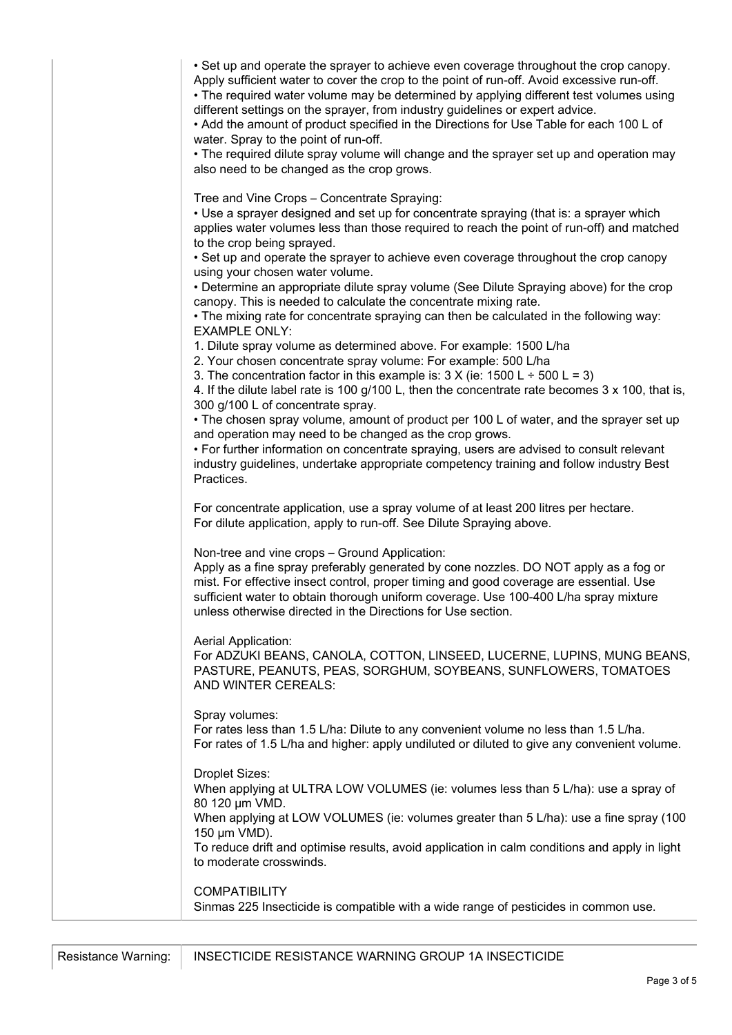|  |  |
|---|---|
|  | • Set up and operate the sprayer to achieve even coverage throughout the crop canopy. Apply sufficient water to cover the crop to the point of run-off. Avoid excessive run-off.<br>• The required water volume may be determined by applying different test volumes using different settings on the sprayer, from industry guidelines or expert advice.<br>• Add the amount of product specified in the Directions for Use Table for each 100 L of water. Spray to the point of run-off.<br>• The required dilute spray volume will change and the sprayer set up and operation may also need to be changed as the crop grows.<br><br>Tree and Vine Crops – Concentrate Spraying:<br>• Use a sprayer designed and set up for concentrate spraying (that is: a sprayer which applies water volumes less than those required to reach the point of run-off) and matched to the crop being sprayed.<br>• Set up and operate the sprayer to achieve even coverage throughout the crop canopy using your chosen water volume.<br>• Determine an appropriate dilute spray volume (See Dilute Spraying above) for the crop canopy. This is needed to calculate the concentrate mixing rate.<br>• The mixing rate for concentrate spraying can then be calculated in the following way: EXAMPLE ONLY:<br>1. Dilute spray volume as determined above. For example: 1500 L/ha<br>2. Your chosen concentrate spray volume: For example: 500 L/ha<br>3. The concentration factor in this example is: 3 X (ie: 1500 L ÷ 500 L = 3)<br>4. If the dilute label rate is 100 g/100 L, then the concentrate rate becomes 3 x 100, that is, 300 g/100 L of concentrate spray.<br>• The chosen spray volume, amount of product per 100 L of water, and the sprayer set up and operation may need to be changed as the crop grows.<br>• For further information on concentrate spraying, users are advised to consult relevant industry guidelines, undertake appropriate competency training and follow industry Best Practices.<br><br>For concentrate application, use a spray volume of at least 200 litres per hectare.<br>For dilute application, apply to run-off. See Dilute Spraying above.<br><br>Non-tree and vine crops – Ground Application:<br>Apply as a fine spray preferably generated by cone nozzles. DO NOT apply as a fog or mist. For effective insect control, proper timing and good coverage are essential. Use sufficient water to obtain thorough uniform coverage. Use 100-400 L/ha spray mixture unless otherwise directed in the Directions for Use section.<br><br>Aerial Application:<br>For ADZUKI BEANS, CANOLA, COTTON, LINSEED, LUCERNE, LUPINS, MUNG BEANS, PASTURE, PEANUTS, PEAS, SORGHUM, SOYBEANS, SUNFLOWERS, TOMATOES AND WINTER CEREALS:<br><br>Spray volumes:<br>For rates less than 1.5 L/ha: Dilute to any convenient volume no less than 1.5 L/ha.<br>For rates of 1.5 L/ha and higher: apply undiluted or diluted to give any convenient volume.<br><br>Droplet Sizes:<br>When applying at ULTRA LOW VOLUMES (ie: volumes less than 5 L/ha): use a spray of 80 120 µm VMD.<br>When applying at LOW VOLUMES (ie: volumes greater than 5 L/ha): use a fine spray (100 150 µm VMD).<br>To reduce drift and optimise results, avoid application in calm conditions and apply in light to moderate crosswinds.<br><br>COMPATIBILITY<br>Sinmas 225 Insecticide is compatible with a wide range of pesticides in common use. |

|  |  |
|---|---|
| Resistance Warning: | INSECTICIDE RESISTANCE WARNING GROUP 1A INSECTICIDE |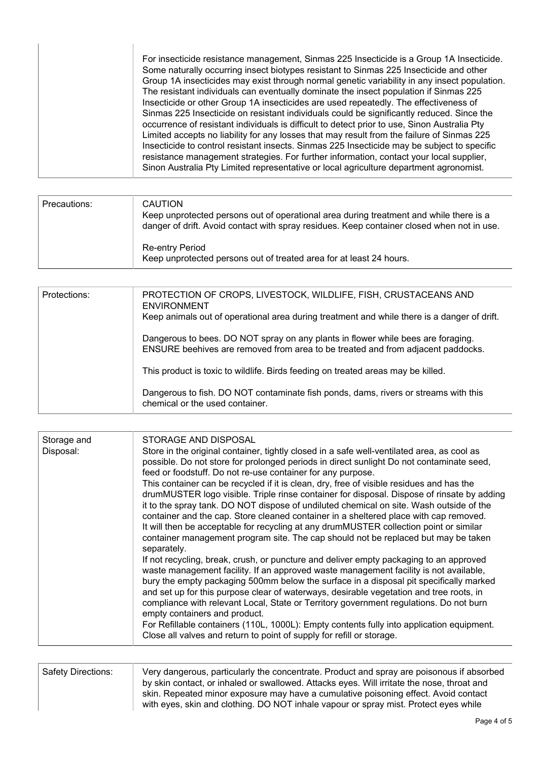| | |
|---|---|
| | For insecticide resistance management, Sinmas 225 Insecticide is a Group 1A Insecticide. Some naturally occurring insect biotypes resistant to Sinmas 225 Insecticide and other Group 1A insecticides may exist through normal genetic variability in any insect population. The resistant individuals can eventually dominate the insect population if Sinmas 225 Insecticide or other Group 1A insecticides are used repeatedly. The effectiveness of Sinmas 225 Insecticide on resistant individuals could be significantly reduced. Since the occurrence of resistant individuals is difficult to detect prior to use, Sinon Australia Pty Limited accepts no liability for any losses that may result from the failure of Sinmas 225 Insecticide to control resistant insects. Sinmas 225 Insecticide may be subject to specific resistance management strategies. For further information, contact your local supplier, Sinon Australia Pty Limited representative or local agriculture department agronomist. |

| | |
|---|---|
| Precautions: | CAUTION<br>Keep unprotected persons out of operational area during treatment and while there is a danger of drift. Avoid contact with spray residues. Keep container closed when not in use.<br><br>Re-entry Period<br>Keep unprotected persons out of treated area for at least 24 hours. |

| | |
|---|---|
| Protections: | PROTECTION OF CROPS, LIVESTOCK, WILDLIFE, FISH, CRUSTACEANS AND ENVIRONMENT<br>Keep animals out of operational area during treatment and while there is a danger of drift.<br><br>Dangerous to bees. DO NOT spray on any plants in flower while bees are foraging. ENSURE beehives are removed from area to be treated and from adjacent paddocks.<br><br>This product is toxic to wildlife. Birds feeding on treated areas may be killed.<br><br>Dangerous to fish. DO NOT contaminate fish ponds, dams, rivers or streams with this chemical or the used container. |

| | |
|---|---|
| Storage and Disposal: | STORAGE AND DISPOSAL<br>Store in the original container, tightly closed in a safe well-ventilated area, as cool as possible. Do not store for prolonged periods in direct sunlight Do not contaminate seed, feed or foodstuff. Do not re-use container for any purpose.<br>This container can be recycled if it is clean, dry, free of visible residues and has the drumMUSTER logo visible. Triple rinse container for disposal. Dispose of rinsate by adding it to the spray tank. DO NOT dispose of undiluted chemical on site. Wash outside of the container and the cap. Store cleaned container in a sheltered place with cap removed. It will then be acceptable for recycling at any drumMUSTER collection point or similar container management program site. The cap should not be replaced but may be taken separately.<br>If not recycling, break, crush, or puncture and deliver empty packaging to an approved waste management facility. If an approved waste management facility is not available, bury the empty packaging 500mm below the surface in a disposal pit specifically marked and set up for this purpose clear of waterways, desirable vegetation and tree roots, in compliance with relevant Local, State or Territory government regulations. Do not burn empty containers and product.<br>For Refillable containers (110L, 1000L): Empty contents fully into application equipment. Close all valves and return to point of supply for refill or storage. |

| | |
|---|---|
| Safety Directions: | Very dangerous, particularly the concentrate. Product and spray are poisonous if absorbed by skin contact, or inhaled or swallowed. Attacks eyes. Will irritate the nose, throat and skin. Repeated minor exposure may have a cumulative poisoning effect. Avoid contact with eyes, skin and clothing. DO NOT inhale vapour or spray mist. Protect eyes while |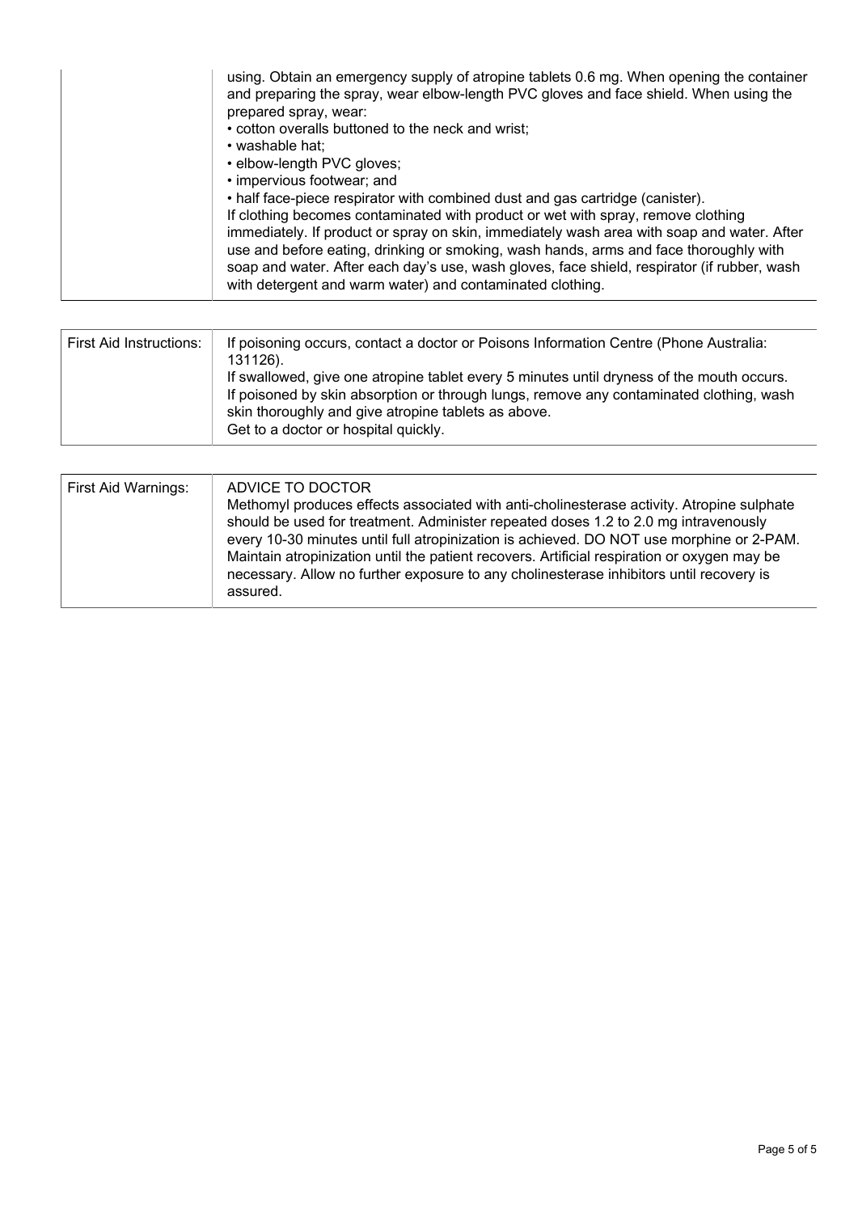| | |
|---|---|
| | using. Obtain an emergency supply of atropine tablets 0.6 mg. When opening the container and preparing the spray, wear elbow-length PVC gloves and face shield. When using the prepared spray, wear:<br>• cotton overalls buttoned to the neck and wrist;<br>• washable hat;<br>• elbow-length PVC gloves;<br>• impervious footwear; and<br>• half face-piece respirator with combined dust and gas cartridge (canister).<br>If clothing becomes contaminated with product or wet with spray, remove clothing immediately. If product or spray on skin, immediately wash area with soap and water. After use and before eating, drinking or smoking, wash hands, arms and face thoroughly with soap and water. After each day's use, wash gloves, face shield, respirator (if rubber, wash with detergent and warm water) and contaminated clothing. |

| | |
|---|---|
| First Aid Instructions: | If poisoning occurs, contact a doctor or Poisons Information Centre (Phone Australia: 131126).<br>If swallowed, give one atropine tablet every 5 minutes until dryness of the mouth occurs.<br>If poisoned by skin absorption or through lungs, remove any contaminated clothing, wash skin thoroughly and give atropine tablets as above.<br>Get to a doctor or hospital quickly. |

| | |
|---|---|
| First Aid Warnings: | ADVICE TO DOCTOR<br>Methomyl produces effects associated with anti-cholinesterase activity. Atropine sulphate should be used for treatment. Administer repeated doses 1.2 to 2.0 mg intravenously every 10-30 minutes until full atropinization is achieved. DO NOT use morphine or 2-PAM. Maintain atropinization until the patient recovers. Artificial respiration or oxygen may be necessary. Allow no further exposure to any cholinesterase inhibitors until recovery is assured. |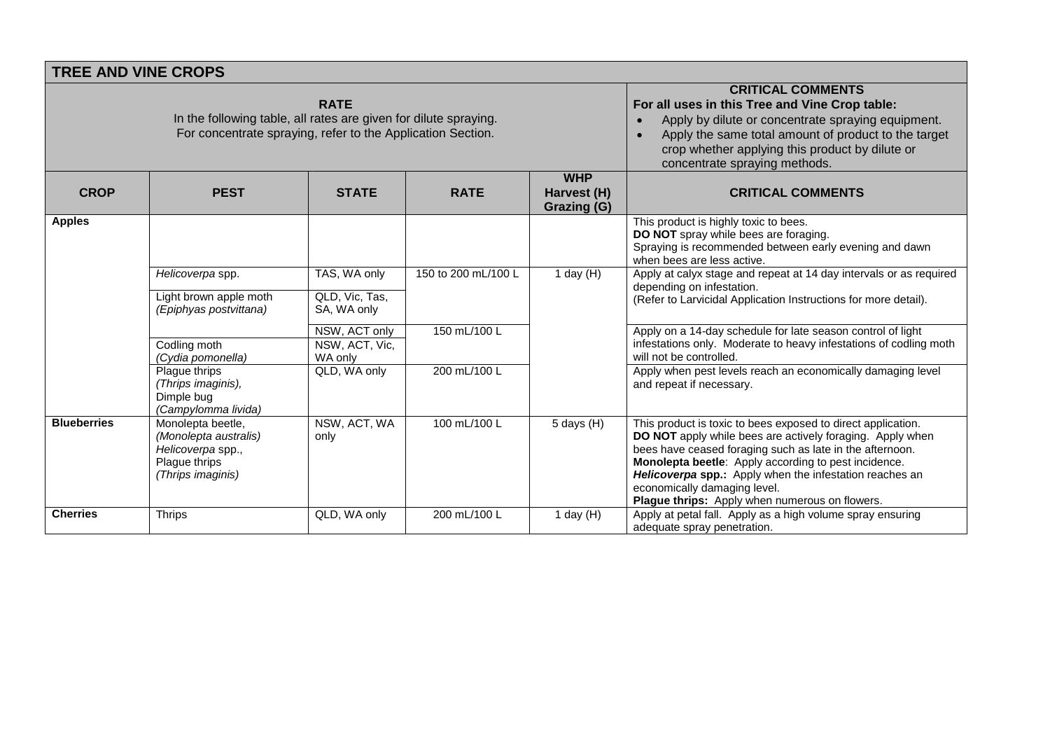## TREE AND VINE CROPS

| RATE<br>In the following table, all rates are given for dilute spraying.<br>For concentrate spraying, refer to the Application Section. | | | | | CRITICAL COMMENTS<br>For all uses in this Tree and Vine Crop table:<br>• Apply by dilute or concentrate spraying equipment.<br>• Apply the same total amount of product to the target crop whether applying this product by dilute or concentrate spraying methods. |
|---|---|---|---|---|---|
| **CROP** | **PEST** | **STATE** | **RATE** | **WHP Harvest (H) Grazing (G)** | **CRITICAL COMMENTS** |
| **Apples** | | | | | This product is highly toxic to bees.<br>**DO NOT** spray while bees are foraging.<br>Spraying is recommended between early evening and dawn when bees are less active. |
| | *Helicoverpa* spp. | TAS, WA only | 150 to 200 mL/100 L | 1 day (H) | Apply at calyx stage and repeat at 14 day intervals or as required depending on infestation.<br>(Refer to Larvicidal Application Instructions for more detail). |
| | Light brown apple moth *(Epiphyas postvittana)* | QLD, Vic, Tas, SA, WA only | | | |
| | | NSW, ACT only | 150 mL/100 L | | Apply on a 14-day schedule for late season control of light infestations only. Moderate to heavy infestations of codling moth will not be controlled. |
| | Codling moth *(Cydia pomonella)* | NSW, ACT, Vic, WA only | | | |
| | Plague thrips *(Thrips imaginis),* Dimple bug *(Campylomma livida)* | QLD, WA only | 200 mL/100 L | | Apply when pest levels reach an economically damaging level and repeat if necessary. |
| **Blueberries** | Monolepta beetle, *(Monolepta australis)* *Helicoverpa* spp., Plague thrips *(Thrips imaginis)* | NSW, ACT, WA only | 100 mL/100 L | 5 days (H) | This product is toxic to bees exposed to direct application.<br>**DO NOT** apply while bees are actively foraging. Apply when bees have ceased foraging such as late in the afternoon.<br>**Monolepta beetle**: Apply according to pest incidence.<br>***Helicoverpa* spp.:** Apply when the infestation reaches an economically damaging level.<br>**Plague thrips:** Apply when numerous on flowers. |
| **Cherries** | Thrips | QLD, WA only | 200 mL/100 L | 1 day (H) | Apply at petal fall. Apply as a high volume spray ensuring adequate spray penetration. |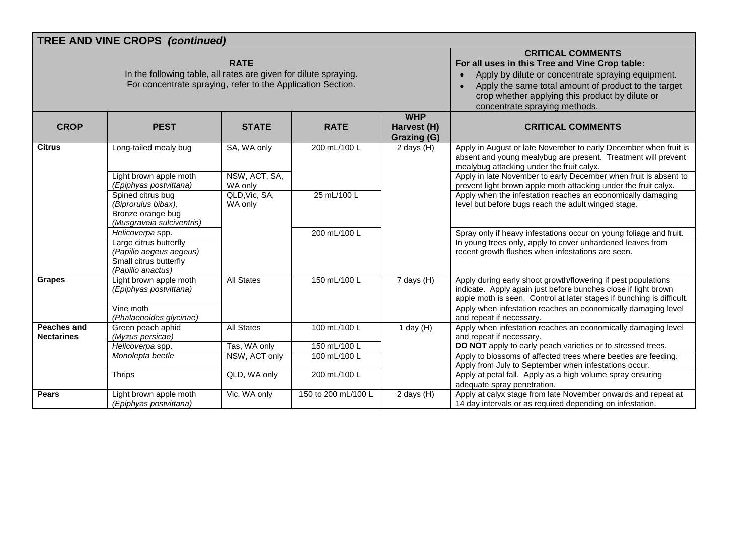## TREE AND VINE CROPS *(continued)*

**RATE**
In the following table, all rates are given for dilute spraying.
For concentrate spraying, refer to the Application Section.

**CRITICAL COMMENTS**
**For all uses in this Tree and Vine Crop table:**

- Apply by dilute or concentrate spraying equipment.
- Apply the same total amount of product to the target crop whether applying this product by dilute or concentrate spraying methods.

| CROP | PEST | STATE | RATE | WHP Harvest (H) Grazing (G) | CRITICAL COMMENTS |
|---|---|---|---|---|---|
| **Citrus** | Long-tailed mealy bug | SA, WA only | 200 mL/100 L | 2 days (H) | Apply in August or late November to early December when fruit is absent and young mealybug are present. Treatment will prevent mealybug attacking under the fruit calyx. |
| | Light brown apple moth *(Epiphyas postvittana)* | NSW, ACT, SA, WA only | | | Apply in late November to early December when fruit is absent to prevent light brown apple moth attacking under the fruit calyx. |
| | Spined citrus bug *(Biprorulus bibax),* Bronze orange bug *(Musgraveia sulciventris)* | QLD,Vic, SA, WA only | 25 mL/100 L | | Apply when the infestation reaches an economically damaging level but before bugs reach the adult winged stage. |
| | *Helicoverpa* spp. | | 200 mL/100 L | | Spray only if heavy infestations occur on young foliage and fruit. |
| | Large citrus butterfly *(Papilio aegeus aegeus)* Small citrus butterfly *(Papilio anactus)* | | | | In young trees only, apply to cover unhardened leaves from recent growth flushes when infestations are seen. |
| **Grapes** | Light brown apple moth *(Epiphyas postvittana)* | All States | 150 mL/100 L | 7 days (H) | Apply during early shoot growth/flowering if pest populations indicate. Apply again just before bunches close if light brown apple moth is seen. Control at later stages if bunching is difficult. |
| | Vine moth *(Phalaenoides glycinae)* | | | | Apply when infestation reaches an economically damaging level and repeat if necessary. |
| **Peaches and Nectarines** | Green peach aphid *(Myzus persicae)* | All States | 100 mL/100 L | 1 day (H) | Apply when infestation reaches an economically damaging level and repeat if necessary. |
| | *Helicoverpa* spp. | Tas, WA only | 150 mL/100 L | | **DO NOT** apply to early peach varieties or to stressed trees. |
| | *Monolepta* beetle | NSW, ACT only | 100 mL/100 L | | Apply to blossoms of affected trees where beetles are feeding. Apply from July to September when infestations occur. |
| | Thrips | QLD, WA only | 200 mL/100 L | | Apply at petal fall. Apply as a high volume spray ensuring adequate spray penetration. |
| **Pears** | Light brown apple moth *(Epiphyas postvittana)* | Vic, WA only | 150 to 200 mL/100 L | 2 days (H) | Apply at calyx stage from late November onwards and repeat at 14 day intervals or as required depending on infestation. |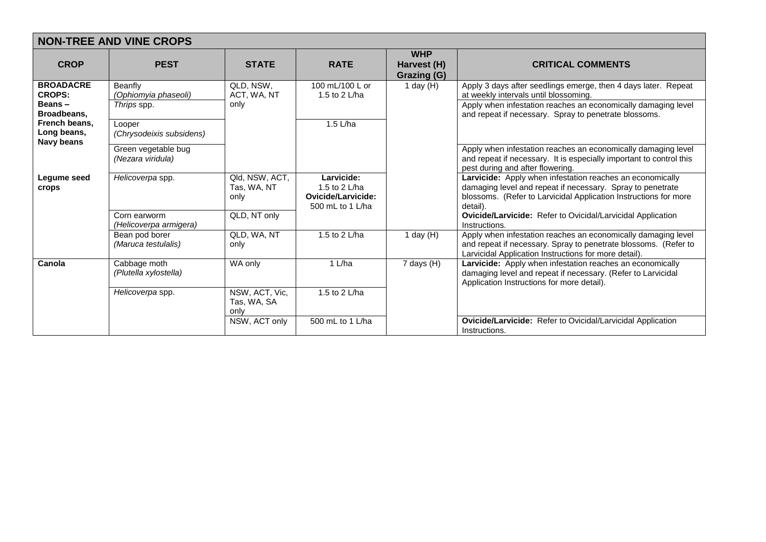## NON-TREE AND VINE CROPS

| CROP | PEST | STATE | RATE | WHP Harvest (H) Grazing (G) | CRITICAL COMMENTS |
|---|---|---|---|---|---|
| **BROADACRE CROPS:** **Beans – Broadbeans, French beans, Long beans, Navy beans** | Beanfly (*Ophiomyia phaseoli*) | QLD, NSW, ACT, WA, NT only | 100 mL/100 L or 1.5 to 2 L/ha | 1 day (H) | Apply 3 days after seedlings emerge, then 4 days later. Repeat at weekly intervals until blossoming. |
| | *Thrips* spp. | | | | Apply when infestation reaches an economically damaging level and repeat if necessary. Spray to penetrate blossoms. |
| | Looper (*Chrysodeixis subsidens*) | | 1.5 L/ha | | |
| | Green vegetable bug (*Nezara viridula*) | | | | Apply when infestation reaches an economically damaging level and repeat if necessary. It is especially important to control this pest during and after flowering. |
| **Legume seed crops** | *Helicoverpa* spp. | Qld, NSW, ACT, Tas, WA, NT only | **Larvicide:** 1.5 to 2 L/ha **Ovicide/Larvicide:** 500 mL to 1 L/ha | | **Larvicide:** Apply when infestation reaches an economically damaging level and repeat if necessary. Spray to penetrate blossoms. (Refer to Larvicidal Application Instructions for more detail). |
| | Corn earworm (*Helicoverpa armigera*) | QLD, NT only | | | **Ovicide/Larvicide:** Refer to Ovicidal/Larvicidal Application Instructions. |
| | Bean pod borer (*Maruca testulalis*) | QLD, WA, NT only | 1.5 to 2 L/ha | 1 day (H) | Apply when infestation reaches an economically damaging level and repeat if necessary. Spray to penetrate blossoms. (Refer to Larvicidal Application Instructions for more detail). |
| **Canola** | Cabbage moth (*Plutella xylostella*) | WA only | 1 L/ha | 7 days (H) | **Larvicide:** Apply when infestation reaches an economically damaging level and repeat if necessary. (Refer to Larvicidal Application Instructions for more detail). |
| | *Helicoverpa* spp. | NSW, ACT, Vic, Tas, WA, SA only | 1.5 to 2 L/ha | | |
| | | NSW, ACT only | 500 mL to 1 L/ha | | **Ovicide/Larvicide:** Refer to Ovicidal/Larvicidal Application Instructions. |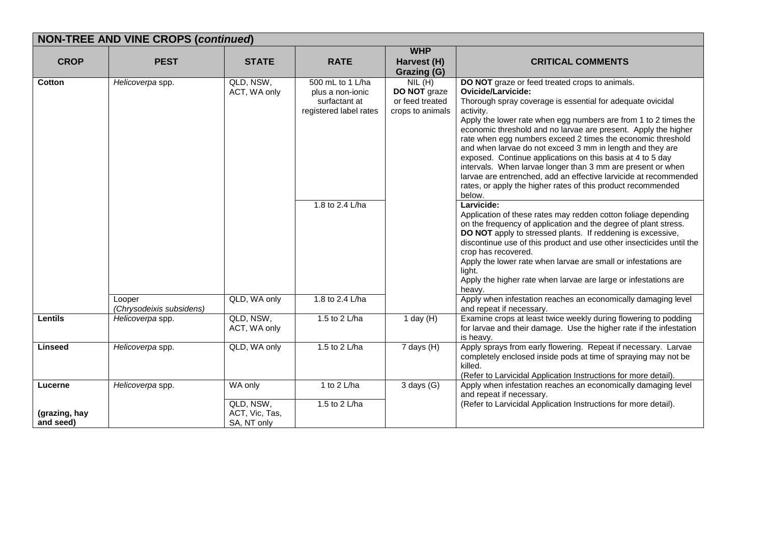| NON-TREE AND VINE CROPS (*continued*) | | | | | |
|---|---|---|---|---|---|
| **CROP** | **PEST** | **STATE** | **RATE** | **WHP Harvest (H) Grazing (G)** | **CRITICAL COMMENTS** |
| **Cotton** | *Helicoverpa* spp. | QLD, NSW, ACT, WA only | 500 mL to 1 L/ha plus a non-ionic surfactant at registered label rates | NIL (H) **DO NOT** graze or feed treated crops to animals | **DO NOT** graze or feed treated crops to animals. **Ovicide/Larvicide:** Thorough spray coverage is essential for adequate ovicidal activity. Apply the lower rate when egg numbers are from 1 to 2 times the economic threshold and no larvae are present. Apply the higher rate when egg numbers exceed 2 times the economic threshold and when larvae do not exceed 3 mm in length and they are exposed. Continue applications on this basis at 4 to 5 day intervals. When larvae longer than 3 mm are present or when larvae are entrenched, add an effective larvicide at recommended rates, or apply the higher rates of this product recommended below. |
| | | | 1.8 to 2.4 L/ha | | **Larvicide:** Application of these rates may redden cotton foliage depending on the frequency of application and the degree of plant stress. **DO NOT** apply to stressed plants. If reddening is excessive, discontinue use of this product and use other insecticides until the crop has recovered. Apply the lower rate when larvae are small or infestations are light. Apply the higher rate when larvae are large or infestations are heavy. |
| | Looper (*Chrysodeixis subsidens*) | QLD, WA only | 1.8 to 2.4 L/ha | | Apply when infestation reaches an economically damaging level and repeat if necessary. |
| **Lentils** | *Helicoverpa* spp. | QLD, NSW, ACT, WA only | 1.5 to 2 L/ha | 1 day (H) | Examine crops at least twice weekly during flowering to podding for larvae and their damage. Use the higher rate if the infestation is heavy. |
| **Linseed** | *Helicoverpa* spp. | QLD, WA only | 1.5 to 2 L/ha | 7 days (H) | Apply sprays from early flowering. Repeat if necessary. Larvae completely enclosed inside pods at time of spraying may not be killed. (Refer to Larvicidal Application Instructions for more detail). |
| **Lucerne** **(grazing, hay and seed)** | *Helicoverpa* spp. | WA only | 1 to 2 L/ha | 3 days (G) | Apply when infestation reaches an economically damaging level and repeat if necessary. (Refer to Larvicidal Application Instructions for more detail). |
| | | QLD, NSW, ACT, Vic, Tas, SA, NT only | 1.5 to 2 L/ha | | |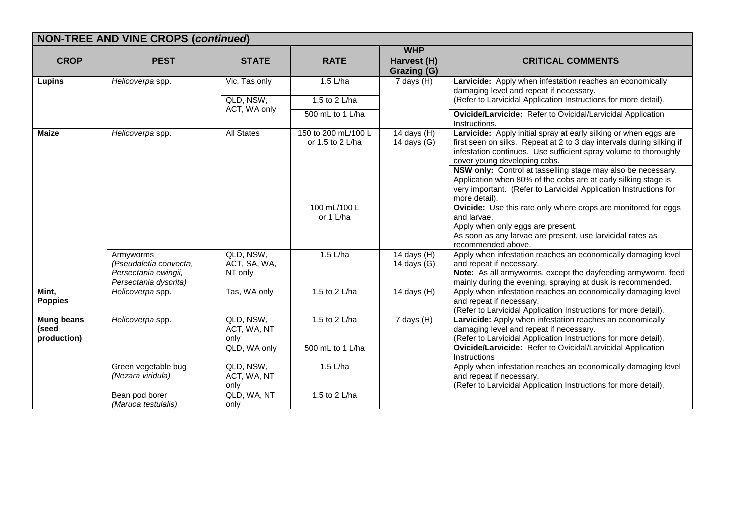| NON-TREE AND VINE CROPS (*continued*) | | | | | |
|---|---|---|---|---|---|
| **CROP** | **PEST** | **STATE** | **RATE** | **WHP Harvest (H) Grazing (G)** | **CRITICAL COMMENTS** |
| **Lupins** | *Helicoverpa* spp. | Vic, Tas only | 1.5 L/ha | 7 days (H) | **Larvicide:** Apply when infestation reaches an economically damaging level and repeat if necessary. (Refer to Larvicidal Application Instructions for more detail). |
| | | QLD, NSW, ACT, WA only | 1.5 to 2 L/ha | | |
| | | | 500 mL to 1 L/ha | | **Ovicide/Larvicide:** Refer to Ovicidal/Larvicidal Application Instructions. |
| **Maize** | *Helicoverpa* spp. | All States | 150 to 200 mL/100 L or 1.5 to 2 L/ha | 14 days (H) 14 days (G) | **Larvicide:** Apply initial spray at early silking or when eggs are first seen on silks. Repeat at 2 to 3 day intervals during silking if infestation continues. Use sufficient spray volume to thoroughly cover young developing cobs. **NSW only:** Control at tasselling stage may also be necessary. Application when 80% of the cobs are at early silking stage is very important. (Refer to Larvicidal Application Instructions for more detail). |
| | | | 100 mL/100 L or 1 L/ha | | **Ovicide:** Use this rate only where crops are monitored for eggs and larvae. Apply when only eggs are present. As soon as any larvae are present, use larvicidal rates as recommended above. |
| | Armyworms (*Pseudaletia convecta, Persectania ewingii, Persectania dyscrita)* | QLD, NSW, ACT, SA, WA, NT only | 1.5 L/ha | 14 days (H) 14 days (G) | Apply when infestation reaches an economically damaging level and repeat if necessary. **Note:** As all armyworms, except the dayfeeding armyworm, feed mainly during the evening, spraying at dusk is recommended. |
| **Mint, Poppies** | *Helicoverpa* spp. | Tas, WA only | 1.5 to 2 L/ha | 14 days (H) | Apply when infestation reaches an economically damaging level and repeat if necessary. (Refer to Larvicidal Application Instructions for more detail). |
| **Mung beans (seed production)** | *Helicoverpa* spp. | QLD, NSW, ACT, WA, NT only | 1.5 to 2 L/ha | 7 days (H) | **Larvicide:** Apply when infestation reaches an economically damaging level and repeat if necessary. (Refer to Larvicidal Application Instructions for more detail). |
| | | QLD, WA only | 500 mL to 1 L/ha | | **Ovicide/Larvicide:** Refer to Ovicidal/Larvicidal Application Instructions |
| | Green vegetable bug (*Nezara viridula)* | QLD, NSW, ACT, WA, NT only | 1.5 L/ha | | Apply when infestation reaches an economically damaging level and repeat if necessary. (Refer to Larvicidal Application Instructions for more detail). |
| | Bean pod borer (*Maruca testulalis)* | QLD, WA, NT only | 1.5 to 2 L/ha | | |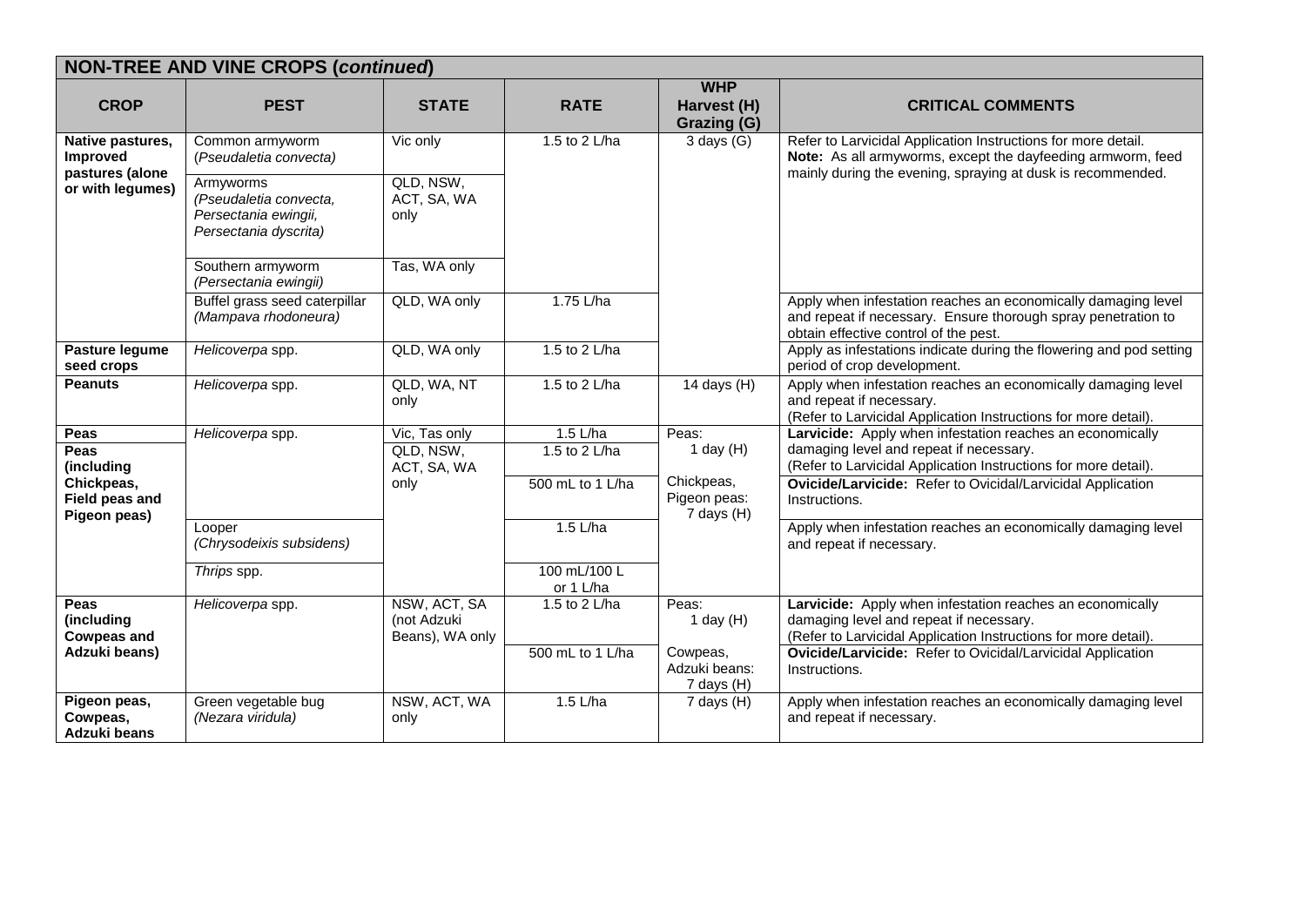| **NON-TREE AND VINE CROPS (*continued*)** | | | | | |
|---|---|---|---|---|---|
| **CROP** | **PEST** | **STATE** | **RATE** | **WHP Harvest (H) Grazing (G)** | **CRITICAL COMMENTS** |
| **Native pastures, Improved pastures (alone or with legumes)** | Common armyworm (*Pseudaletia convecta*) | Vic only | 1.5 to 2 L/ha | 3 days (G) | Refer to Larvicidal Application Instructions for more detail. **Note:** As all armyworms, except the dayfeeding armworm, feed mainly during the evening, spraying at dusk is recommended. |
| | Armyworms (*Pseudaletia convecta, Persectania ewingii, Persectania dyscrita*) | QLD, NSW, ACT, SA, WA only | | | |
| | Southern armyworm (*Persectania ewingii*) | Tas, WA only | | | |
| | Buffel grass seed caterpillar (*Mampava rhodoneura*) | QLD, WA only | 1.75 L/ha | | Apply when infestation reaches an economically damaging level and repeat if necessary. Ensure thorough spray penetration to obtain effective control of the pest. |
| **Pasture legume seed crops** | *Helicoverpa* spp. | QLD, WA only | 1.5 to 2 L/ha | | Apply as infestations indicate during the flowering and pod setting period of crop development. |
| **Peanuts** | *Helicoverpa* spp. | QLD, WA, NT only | 1.5 to 2 L/ha | 14 days (H) | Apply when infestation reaches an economically damaging level and repeat if necessary. (Refer to Larvicidal Application Instructions for more detail). |
| **Peas** | *Helicoverpa* spp. | Vic, Tas only | 1.5 L/ha | Peas: 1 day (H) Chickpeas, Pigeon peas: 7 days (H) | **Larvicide:** Apply when infestation reaches an economically damaging level and repeat if necessary. (Refer to Larvicidal Application Instructions for more detail). |
| **Peas (including Chickpeas, Field peas and Pigeon peas)** | | QLD, NSW, ACT, SA, WA only | 1.5 to 2 L/ha | | |
| | | | 500 mL to 1 L/ha | | **Ovicide/Larvicide:** Refer to Ovicidal/Larvicidal Application Instructions. |
| | Looper (*Chrysodeixis subsidens*) | | 1.5 L/ha | | Apply when infestation reaches an economically damaging level and repeat if necessary. |
| | *Thrips* spp. | | 100 mL/100 L or 1 L/ha | | |
| **Peas (including Cowpeas and Adzuki beans)** | *Helicoverpa* spp. | NSW, ACT, SA (not Adzuki Beans), WA only | 1.5 to 2 L/ha | Peas: 1 day (H) Cowpeas, Adzuki beans: 7 days (H) | **Larvicide:** Apply when infestation reaches an economically damaging level and repeat if necessary. (Refer to Larvicidal Application Instructions for more detail). |
| | | | 500 mL to 1 L/ha | | **Ovicide/Larvicide:** Refer to Ovicidal/Larvicidal Application Instructions. |
| **Pigeon peas, Cowpeas, Adzuki beans** | Green vegetable bug (*Nezara viridula*) | NSW, ACT, WA only | 1.5 L/ha | 7 days (H) | Apply when infestation reaches an economically damaging level and repeat if necessary. |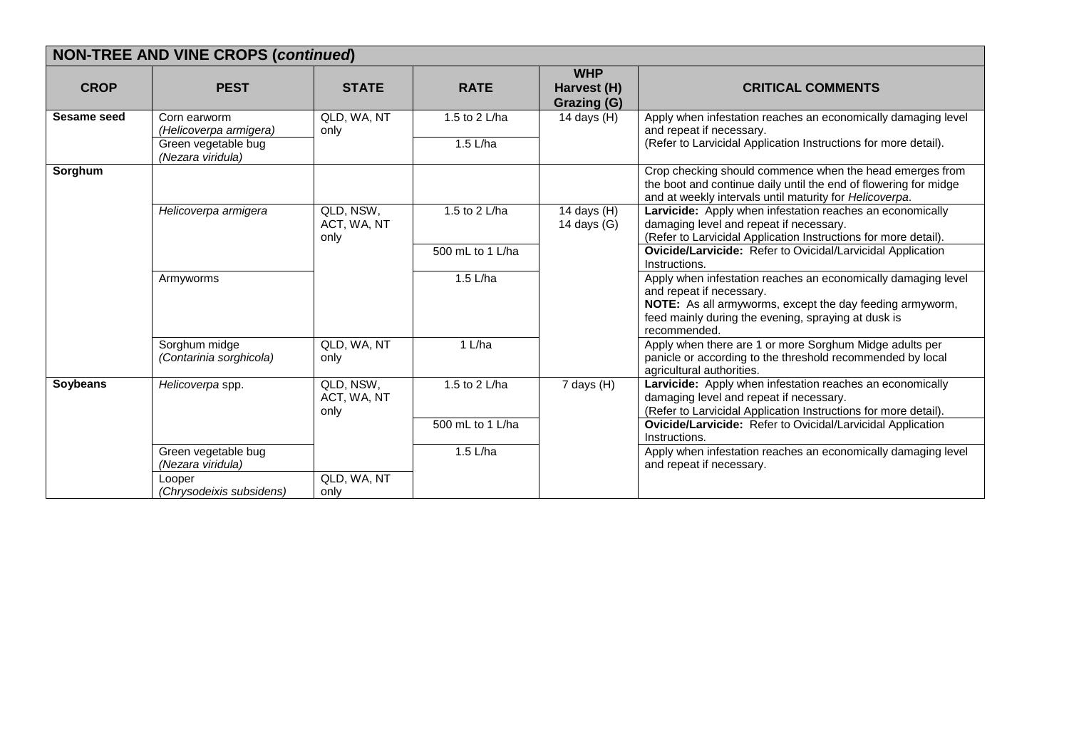| NON-TREE AND VINE CROPS (*continued*) | | | | | |
|---|---|---|---|---|---|
| **CROP** | **PEST** | **STATE** | **RATE** | **WHP Harvest (H) Grazing (G)** | **CRITICAL COMMENTS** |
| **Sesame seed** | Corn earworm *(Helicoverpa armigera)* | QLD, WA, NT only | 1.5 to 2 L/ha | 14 days (H) | Apply when infestation reaches an economically damaging level and repeat if necessary. (Refer to Larvicidal Application Instructions for more detail). |
| | Green vegetable bug *(Nezara viridula)* | | 1.5 L/ha | | |
| **Sorghum** | | | | | Crop checking should commence when the head emerges from the boot and continue daily until the end of flowering for midge and at weekly intervals until maturity for *Helicoverpa*. |
| | *Helicoverpa armigera* | QLD, NSW, ACT, WA, NT only | 1.5 to 2 L/ha | 14 days (H) 14 days (G) | **Larvicide:** Apply when infestation reaches an economically damaging level and repeat if necessary. (Refer to Larvicidal Application Instructions for more detail). |
| | | | 500 mL to 1 L/ha | | **Ovicide/Larvicide:** Refer to Ovicidal/Larvicidal Application Instructions. |
| | Armyworms | | 1.5 L/ha | | Apply when infestation reaches an economically damaging level and repeat if necessary. **NOTE:** As all armyworms, except the day feeding armyworm, feed mainly during the evening, spraying at dusk is recommended. |
| | Sorghum midge *(Contarinia sorghicola)* | QLD, WA, NT only | 1 L/ha | | Apply when there are 1 or more Sorghum Midge adults per panicle or according to the threshold recommended by local agricultural authorities. |
| **Soybeans** | *Helicoverpa* spp. | QLD, NSW, ACT, WA, NT only | 1.5 to 2 L/ha | 7 days (H) | **Larvicide:** Apply when infestation reaches an economically damaging level and repeat if necessary. (Refer to Larvicidal Application Instructions for more detail). |
| | | | 500 mL to 1 L/ha | | **Ovicide/Larvicide:** Refer to Ovicidal/Larvicidal Application Instructions. |
| | Green vegetable bug *(Nezara viridula)* | | 1.5 L/ha | | Apply when infestation reaches an economically damaging level and repeat if necessary. |
| | Looper *(Chrysodeixis subsidens)* | QLD, WA, NT only | | | |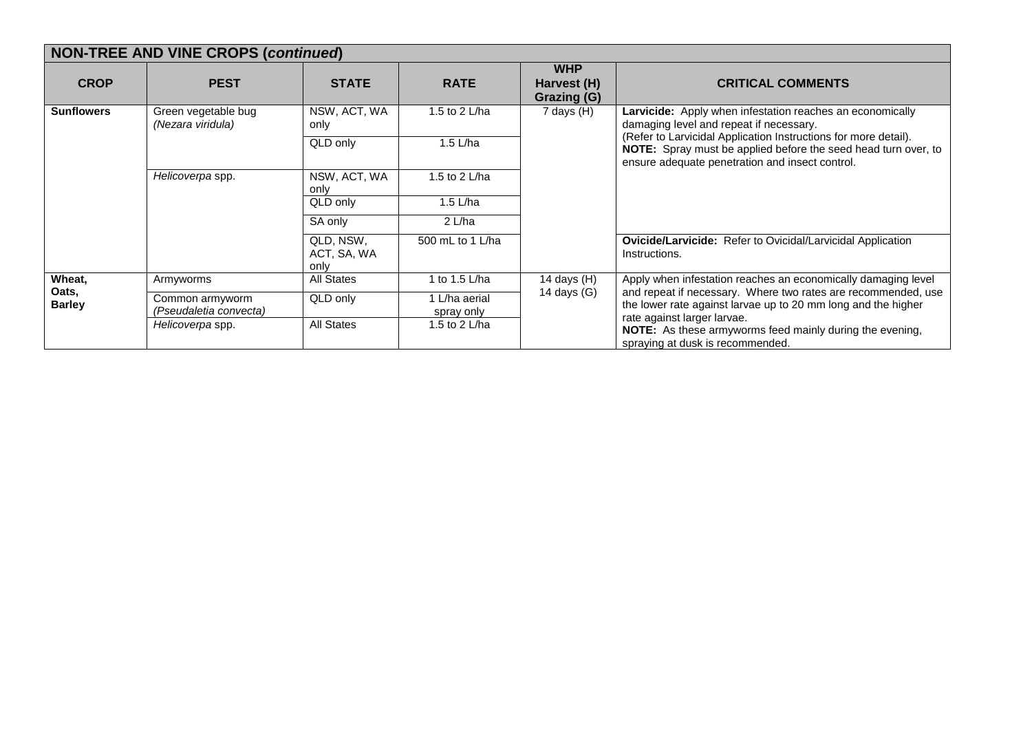| **NON-TREE AND VINE CROPS (*continued*)** | | | | | |
|---|---|---|---|---|---|
| **CROP** | **PEST** | **STATE** | **RATE** | **WHP Harvest (H) Grazing (G)** | **CRITICAL COMMENTS** |
| **Sunflowers** | Green vegetable bug *(Nezara viridula)* | NSW, ACT, WA only | 1.5 to 2 L/ha | 7 days (H) | **Larvicide:** Apply when infestation reaches an economically damaging level and repeat if necessary. (Refer to Larvicidal Application Instructions for more detail). **NOTE:** Spray must be applied before the seed head turn over, to ensure adequate penetration and insect control. |
| | | QLD only | 1.5 L/ha | | |
| | *Helicoverpa* spp. | NSW, ACT, WA only | 1.5 to 2 L/ha | | |
| | | QLD only | 1.5 L/ha | | |
| | | SA only | 2 L/ha | | |
| | | QLD, NSW, ACT, SA, WA only | 500 mL to 1 L/ha | | **Ovicide/Larvicide:** Refer to Ovicidal/Larvicidal Application Instructions. |
| **Wheat, Oats, Barley** | Armyworms | All States | 1 to 1.5 L/ha | 14 days (H) 14 days (G) | Apply when infestation reaches an economically damaging level and repeat if necessary. Where two rates are recommended, use the lower rate against larvae up to 20 mm long and the higher rate against larger larvae. **NOTE:** As these armyworms feed mainly during the evening, spraying at dusk is recommended. |
| | Common armyworm *(Pseudaletia convecta)* | QLD only | 1 L/ha aerial spray only | | |
| | *Helicoverpa* spp. | All States | 1.5 to 2 L/ha | | |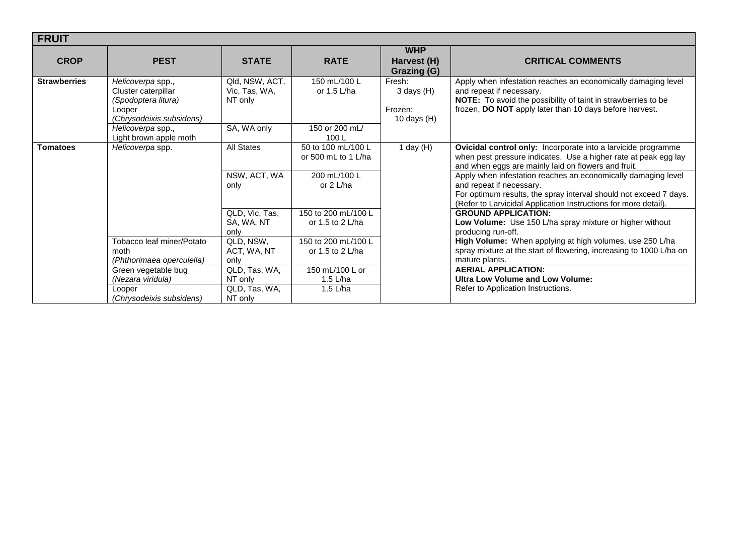## FRUIT

| CROP | PEST | STATE | RATE | WHP Harvest (H) Grazing (G) | CRITICAL COMMENTS |
|---|---|---|---|---|---|
| **Strawberries** | *Helicoverpa* spp., Cluster caterpillar *(Spodoptera litura)* Looper *(Chrysodeixis subsidens)* | Qld, NSW, ACT, Vic, Tas, WA, NT only | 150 mL/100 L or 1.5 L/ha | Fresh: 3 days (H) Frozen: 10 days (H) | Apply when infestation reaches an economically damaging level and repeat if necessary. **NOTE:** To avoid the possibility of taint in strawberries to be frozen, **DO NOT** apply later than 10 days before harvest. |
| | *Helicoverpa* spp., Light brown apple moth | SA, WA only | 150 or 200 mL/ 100 L | | |
| **Tomatoes** | *Helicoverpa* spp. | All States | 50 to 100 mL/100 L or 500 mL to 1 L/ha | 1 day (H) | **Ovicidal control only:** Incorporate into a larvicide programme when pest pressure indicates. Use a higher rate at peak egg lay and when eggs are mainly laid on flowers and fruit. |
| | | NSW, ACT, WA only | 200 mL/100 L or 2 L/ha | | Apply when infestation reaches an economically damaging level and repeat if necessary. For optimum results, the spray interval should not exceed 7 days. (Refer to Larvicidal Application Instructions for more detail). |
| | | QLD, Vic, Tas, SA, WA, NT only | 150 to 200 mL/100 L or 1.5 to 2 L/ha | | **GROUND APPLICATION:** **Low Volume:** Use 150 L/ha spray mixture or higher without producing run-off. |
| | Tobacco leaf miner/Potato moth *(Phthorimaea operculella)* | QLD, NSW, ACT, WA, NT only | 150 to 200 mL/100 L or 1.5 to 2 L/ha | | **High Volume:** When applying at high volumes, use 250 L/ha spray mixture at the start of flowering, increasing to 1000 L/ha on mature plants. |
| | Green vegetable bug *(Nezara viridula)* | QLD, Tas, WA, NT only | 150 mL/100 L or 1.5 L/ha | | **AERIAL APPLICATION:** **Ultra Low Volume and Low Volume:** |
| | Looper *(Chrysodeixis subsidens)* | QLD, Tas, WA, NT only | 1.5 L/ha | | Refer to Application Instructions. |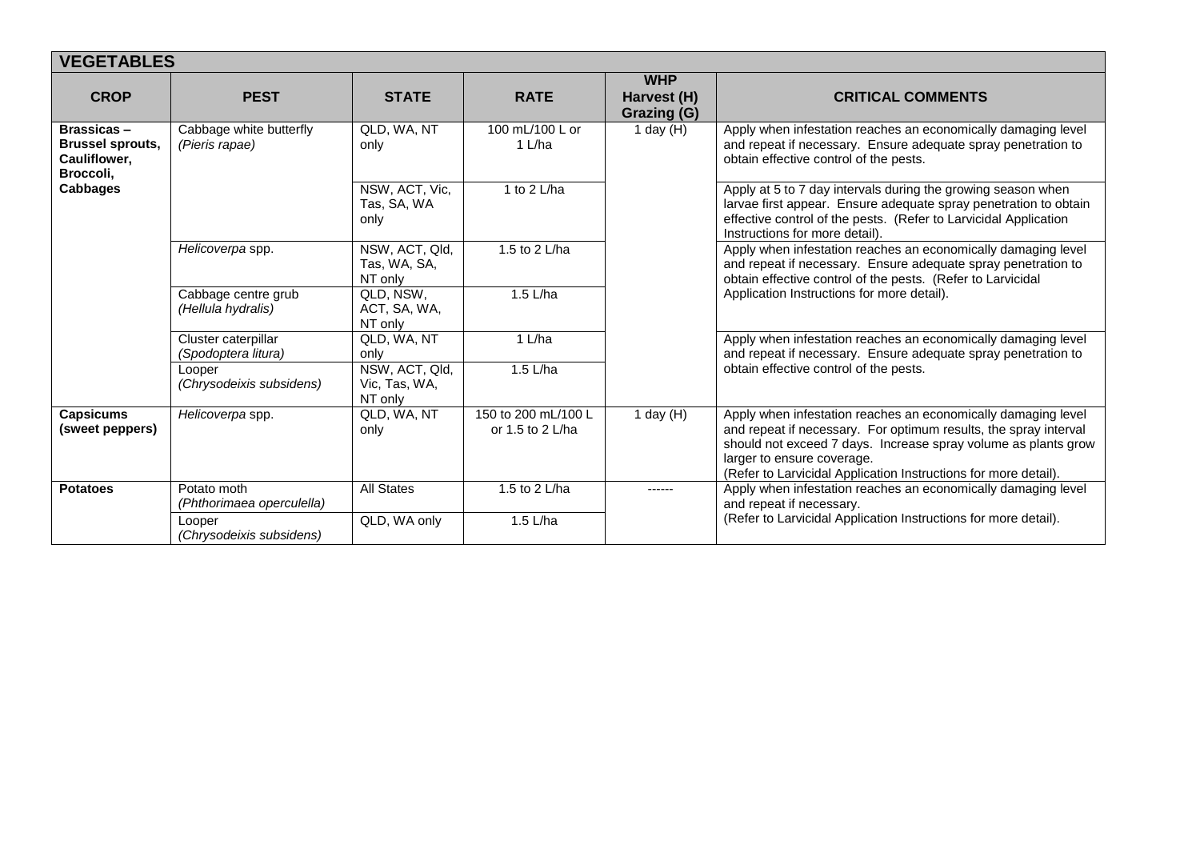## VEGETABLES

| CROP | PEST | STATE | RATE | WHP Harvest (H) Grazing (G) | CRITICAL COMMENTS |
|---|---|---|---|---|---|
| **Brassicas – Brussel sprouts, Cauliflower, Broccoli, Cabbages** | Cabbage white butterfly *(Pieris rapae)* | QLD, WA, NT only | 100 mL/100 L or 1 L/ha | 1 day (H) | Apply when infestation reaches an economically damaging level and repeat if necessary. Ensure adequate spray penetration to obtain effective control of the pests. |
| | | NSW, ACT, Vic, Tas, SA, WA only | 1 to 2 L/ha | | Apply at 5 to 7 day intervals during the growing season when larvae first appear. Ensure adequate spray penetration to obtain effective control of the pests. (Refer to Larvicidal Application Instructions for more detail). |
| | *Helicoverpa* spp. | NSW, ACT, Qld, Tas, WA, SA, NT only | 1.5 to 2 L/ha | | Apply when infestation reaches an economically damaging level and repeat if necessary. Ensure adequate spray penetration to obtain effective control of the pests. (Refer to Larvicidal Application Instructions for more detail). |
| | Cabbage centre grub *(Hellula hydralis)* | QLD, NSW, ACT, SA, WA, NT only | 1.5 L/ha | | |
| | Cluster caterpillar *(Spodoptera litura)* | QLD, WA, NT only | 1 L/ha | | Apply when infestation reaches an economically damaging level and repeat if necessary. Ensure adequate spray penetration to obtain effective control of the pests. |
| | Looper *(Chrysodeixis subsidens)* | NSW, ACT, Qld, Vic, Tas, WA, NT only | 1.5 L/ha | | |
| **Capsicums (sweet peppers)** | *Helicoverpa* spp. | QLD, WA, NT only | 150 to 200 mL/100 L or 1.5 to 2 L/ha | 1 day (H) | Apply when infestation reaches an economically damaging level and repeat if necessary. For optimum results, the spray interval should not exceed 7 days. Increase spray volume as plants grow larger to ensure coverage. (Refer to Larvicidal Application Instructions for more detail). |
| **Potatoes** | Potato moth *(Phthorimaea operculella)* | All States | 1.5 to 2 L/ha | ------ | Apply when infestation reaches an economically damaging level and repeat if necessary. (Refer to Larvicidal Application Instructions for more detail). |
| | Looper *(Chrysodeixis subsidens)* | QLD, WA only | 1.5 L/ha | | |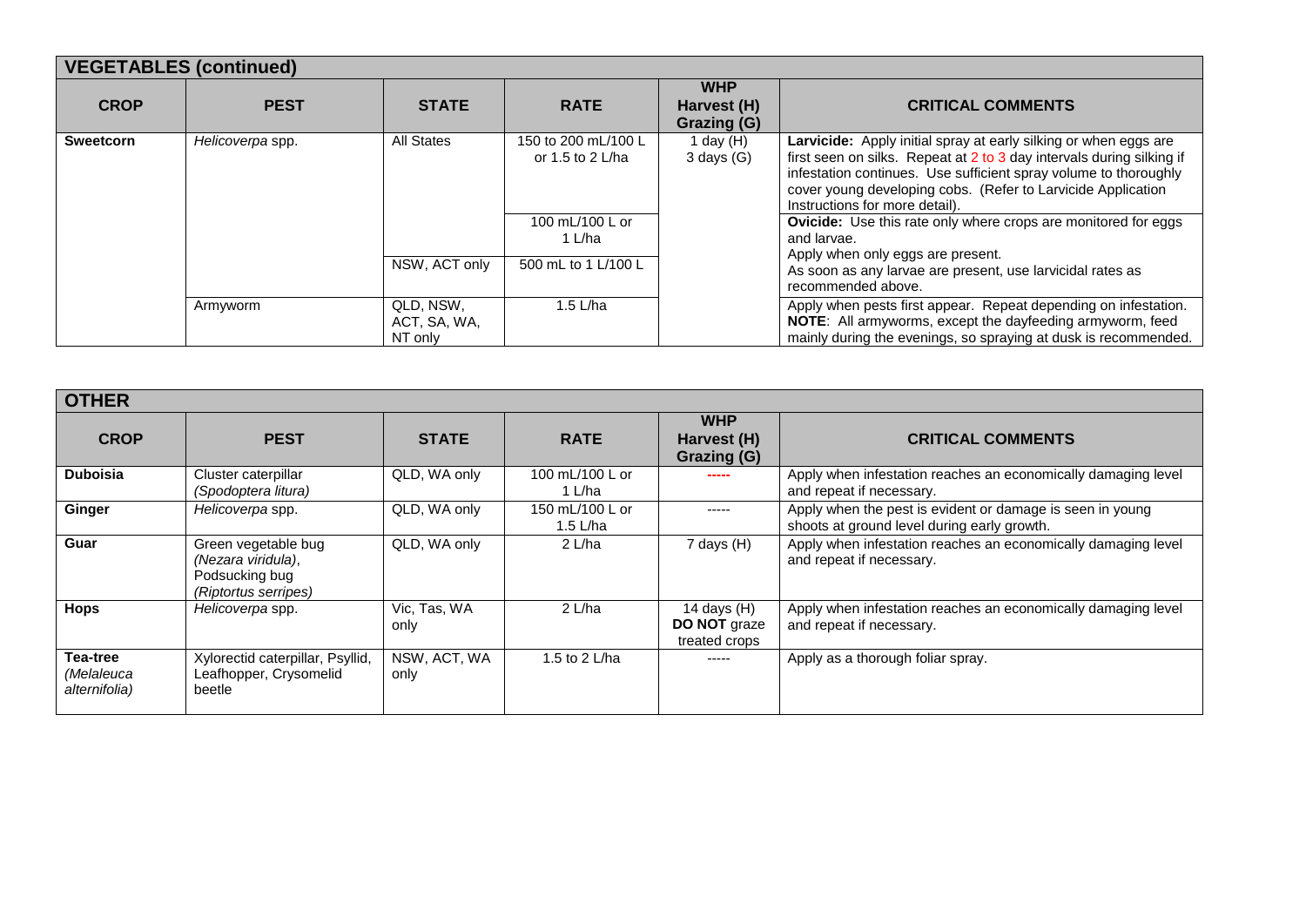## VEGETABLES (continued)

| CROP | PEST | STATE | RATE | WHP Harvest (H) Grazing (G) | CRITICAL COMMENTS |
|---|---|---|---|---|---|
| **Sweetcorn** | *Helicoverpa* spp. | All States | 150 to 200 mL/100 L or 1.5 to 2 L/ha | 1 day (H) 3 days (G) | **Larvicide:** Apply initial spray at early silking or when eggs are first seen on silks. Repeat at 2 to 3 day intervals during silking if infestation continues. Use sufficient spray volume to thoroughly cover young developing cobs. (Refer to Larvicide Application Instructions for more detail). |
| | | | 100 mL/100 L or 1 L/ha | | **Ovicide:** Use this rate only where crops are monitored for eggs and larvae. Apply when only eggs are present. As soon as any larvae are present, use larvicidal rates as recommended above. |
| | | NSW, ACT only | 500 mL to 1 L/100 L | | |
| | Armyworm | QLD, NSW, ACT, SA, WA, NT only | 1.5 L/ha | | Apply when pests first appear. Repeat depending on infestation. **NOTE**: All armyworms, except the dayfeeding armyworm, feed mainly during the evenings, so spraying at dusk is recommended. |

## OTHER

| CROP | PEST | STATE | RATE | WHP Harvest (H) Grazing (G) | CRITICAL COMMENTS |
|---|---|---|---|---|---|
| **Duboisia** | Cluster caterpillar *(Spodoptera litura)* | QLD, WA only | 100 mL/100 L or 1 L/ha | ----- | Apply when infestation reaches an economically damaging level and repeat if necessary. |
| **Ginger** | *Helicoverpa* spp. | QLD, WA only | 150 mL/100 L or 1.5 L/ha | ----- | Apply when the pest is evident or damage is seen in young shoots at ground level during early growth. |
| **Guar** | Green vegetable bug *(Nezara viridula)*, Podsucking bug *(Riptortus serripes)* | QLD, WA only | 2 L/ha | 7 days (H) | Apply when infestation reaches an economically damaging level and repeat if necessary. |
| **Hops** | *Helicoverpa* spp. | Vic, Tas, WA only | 2 L/ha | 14 days (H) **DO NOT** graze treated crops | Apply when infestation reaches an economically damaging level and repeat if necessary. |
| **Tea-tree** *(Melaleuca alternifolia)* | Xylorectid caterpillar, Psyllid, Leafhopper, Crysomelid beetle | NSW, ACT, WA only | 1.5 to 2 L/ha | ----- | Apply as a thorough foliar spray. |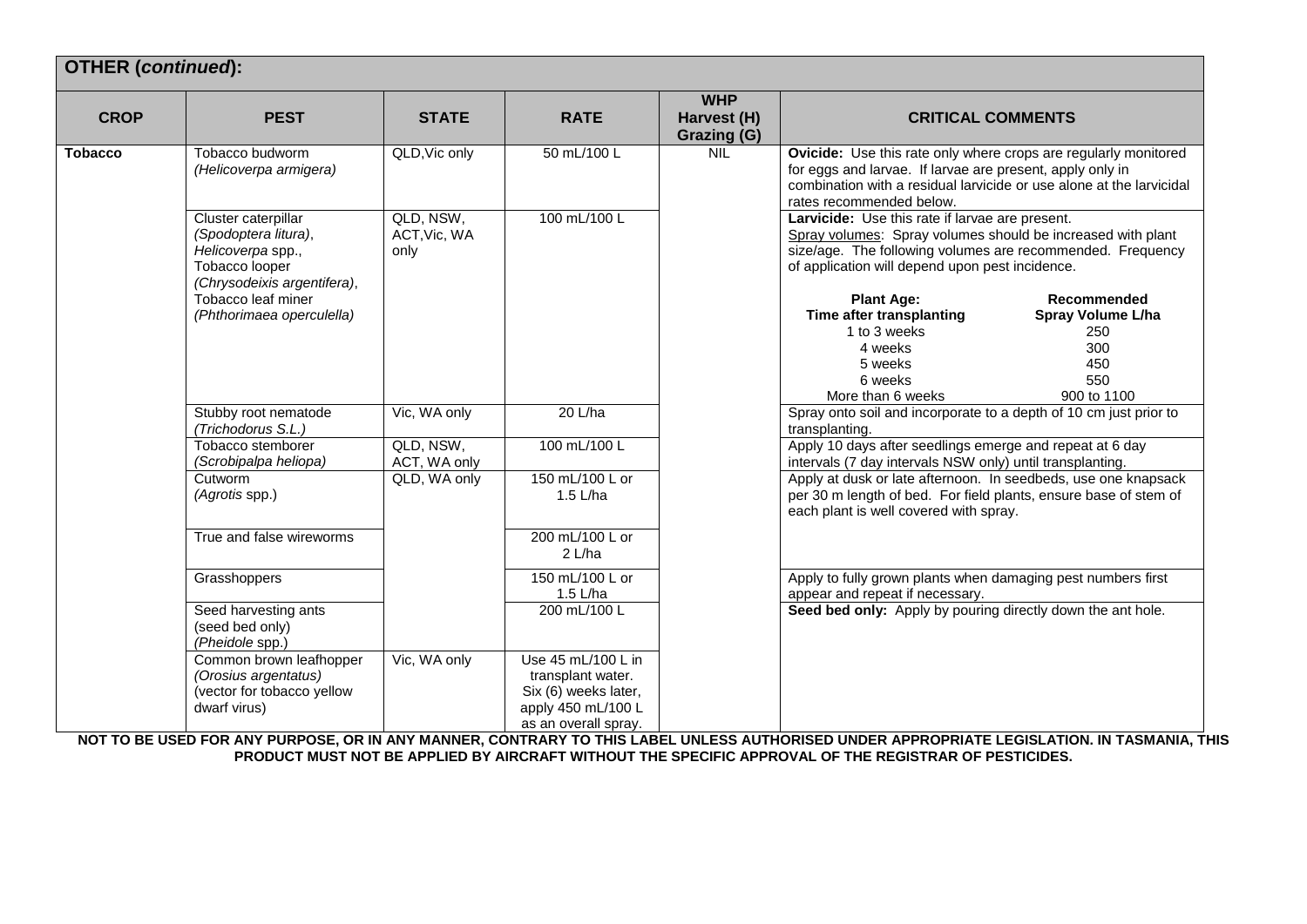## OTHER (*continued*):

| CROP | PEST | STATE | RATE | WHP Harvest (H) Grazing (G) | CRITICAL COMMENTS |
|---|---|---|---|---|---|
| **Tobacco** | Tobacco budworm (*Helicoverpa armigera*) | QLD,Vic only | 50 mL/100 L | NIL | **Ovicide:** Use this rate only where crops are regularly monitored for eggs and larvae. If larvae are present, apply only in combination with a residual larvicide or use alone at the larvicidal rates recommended below. |
| | Cluster caterpillar (*Spodoptera litura*), *Helicoverpa* spp., Tobacco looper (*Chrysodeixis argentifera*), Tobacco leaf miner (*Phthorimaea operculella*) | QLD, NSW, ACT,Vic, WA only | 100 mL/100 L | | **Larvicide:** Use this rate if larvae are present. Spray volumes: Spray volumes should be increased with plant size/age. The following volumes are recommended. Frequency of application will depend upon pest incidence. **Plant Age: Time after transplanting** / **Recommended Spray Volume L/ha**: 1 to 3 weeks – 250; 4 weeks – 300; 5 weeks – 450; 6 weeks – 550; More than 6 weeks – 900 to 1100 |
| | Stubby root nematode (*Trichodorus S.L.)* | Vic, WA only | 20 L/ha | | Spray onto soil and incorporate to a depth of 10 cm just prior to transplanting. |
| | Tobacco stemborer (*Scrobipalpa heliopa)* | QLD, NSW, ACT, WA only | 100 mL/100 L | | Apply 10 days after seedlings emerge and repeat at 6 day intervals (7 day intervals NSW only) until transplanting. |
| | Cutworm (*Agrotis* spp.) | QLD, WA only | 150 mL/100 L or 1.5 L/ha | | Apply at dusk or late afternoon. In seedbeds, use one knapsack per 30 m length of bed. For field plants, ensure base of stem of each plant is well covered with spray. |
| | True and false wireworms | | 200 mL/100 L or 2 L/ha | | |
| | Grasshoppers | | 150 mL/100 L or 1.5 L/ha | | Apply to fully grown plants when damaging pest numbers first appear and repeat if necessary. |
| | Seed harvesting ants (seed bed only) (*Pheidole* spp.) | | 200 mL/100 L | | **Seed bed only:** Apply by pouring directly down the ant hole. |
| | Common brown leafhopper (*Orosius argentatus*) (vector for tobacco yellow dwarf virus) | Vic, WA only | Use 45 mL/100 L in transplant water. Six (6) weeks later, apply 450 mL/100 L as an overall spray. | | |

**NOT TO BE USED FOR ANY PURPOSE, OR IN ANY MANNER, CONTRARY TO THIS LABEL UNLESS AUTHORISED UNDER APPROPRIATE LEGISLATION. IN TASMANIA, THIS PRODUCT MUST NOT BE APPLIED BY AIRCRAFT WITHOUT THE SPECIFIC APPROVAL OF THE REGISTRAR OF PESTICIDES.**